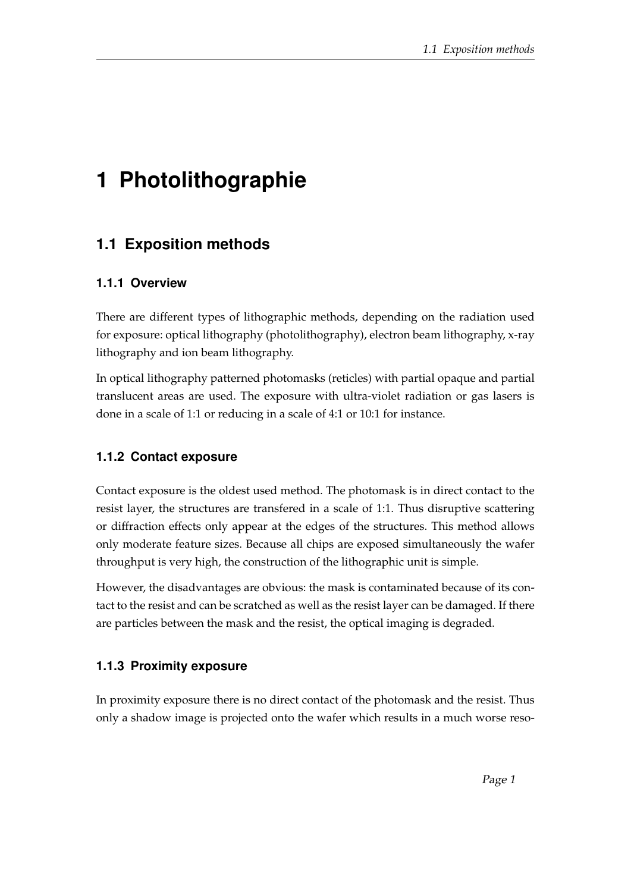# 1 Photolithographie

## 1.1 Exposition methods

### 1.1.1 Overview

There are different types of lithographic methods, depending on the radiation used for exposure: optical lithography (photolithography), electron beam lithography, x-ray lithography and ion beam lithography.

In optical lithography patterned photomasks (reticles) with partial opaque and partial translucent areas are used. The exposure with ultra-violet radiation or gas lasers is done in a scale of 1:1 or reducing in a scale of 4:1 or 10:1 for instance.

### 1.1.2 Contact exposure

Contact exposure is the oldest used method. The photomask is in direct contact to the resist layer, the structures are transfered in a scale of 1:1. Thus disruptive scattering or diffraction effects only appear at the edges of the structures. This method allows only moderate feature sizes. Because all chips are exposed simultaneously the wafer throughput is very high, the construction of the lithographic unit is simple.

However, the disadvantages are obvious: the mask is contaminated because of its contact to the resist and can be scratched as well as the resist layer can be damaged. If there are particles between the mask and the resist, the optical imaging is degraded.

### 1.1.3 Proximity exposure

In proximity exposure there is no direct contact of the photomask and the resist. Thus only a shadow image is projected onto the wafer which results in a much worse reso-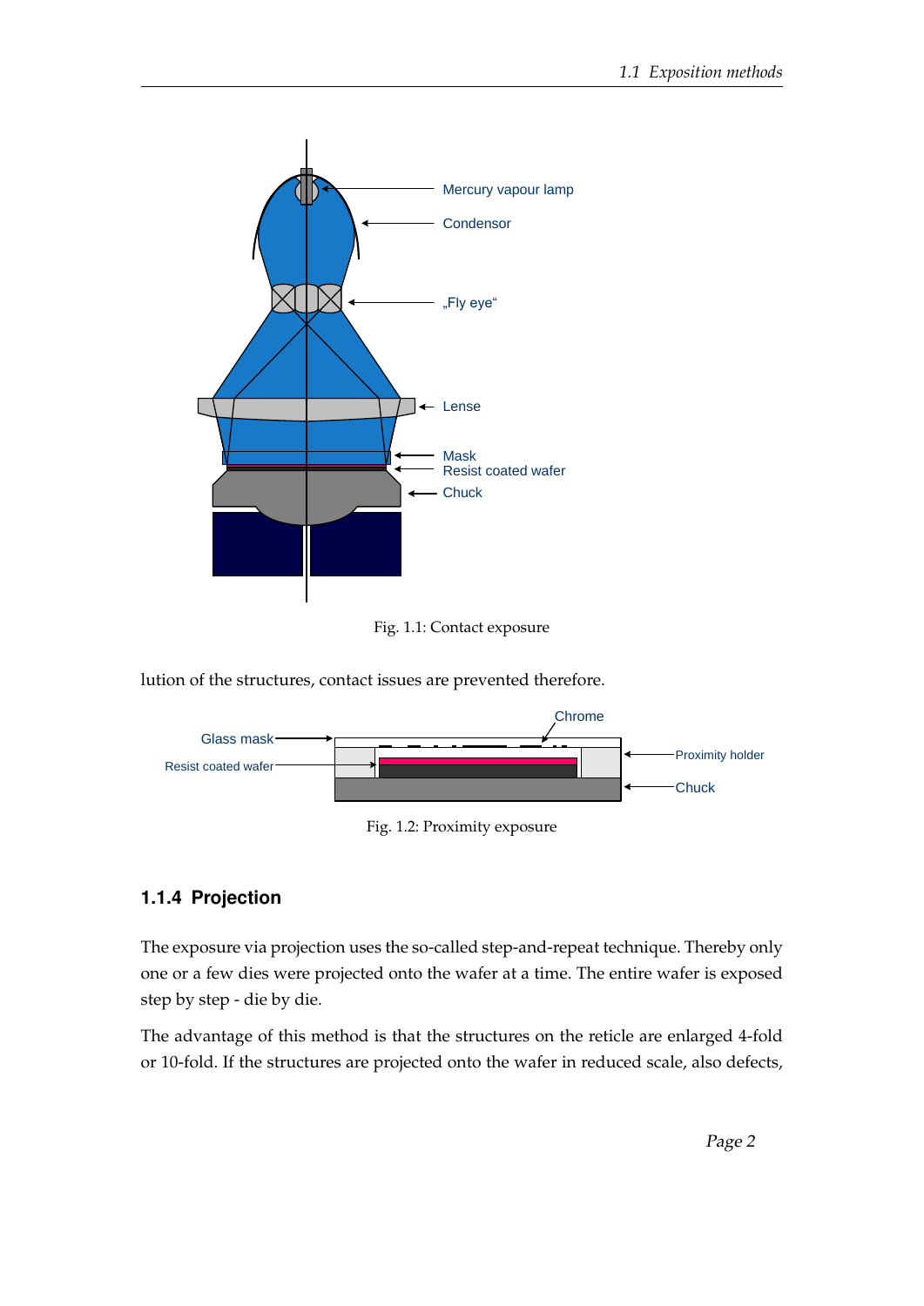Fig. 1.1: Contact exposure

lution of the structures, contact issues are prevented therefore.

Fig. 1.2: Proximity exposure

### 1.1.4 Projection

The exposure via projection uses the so-called step-and-repeat technique. Thereby only one or a few dies were projected onto the wafer at a time. The entire wafer is exposed step by step - die by die.

The advantage of this method is that the structures on the reticle are enlarged 4-fold or 10-fold. If the structures are projected onto the wafer in reduced scale, also defects,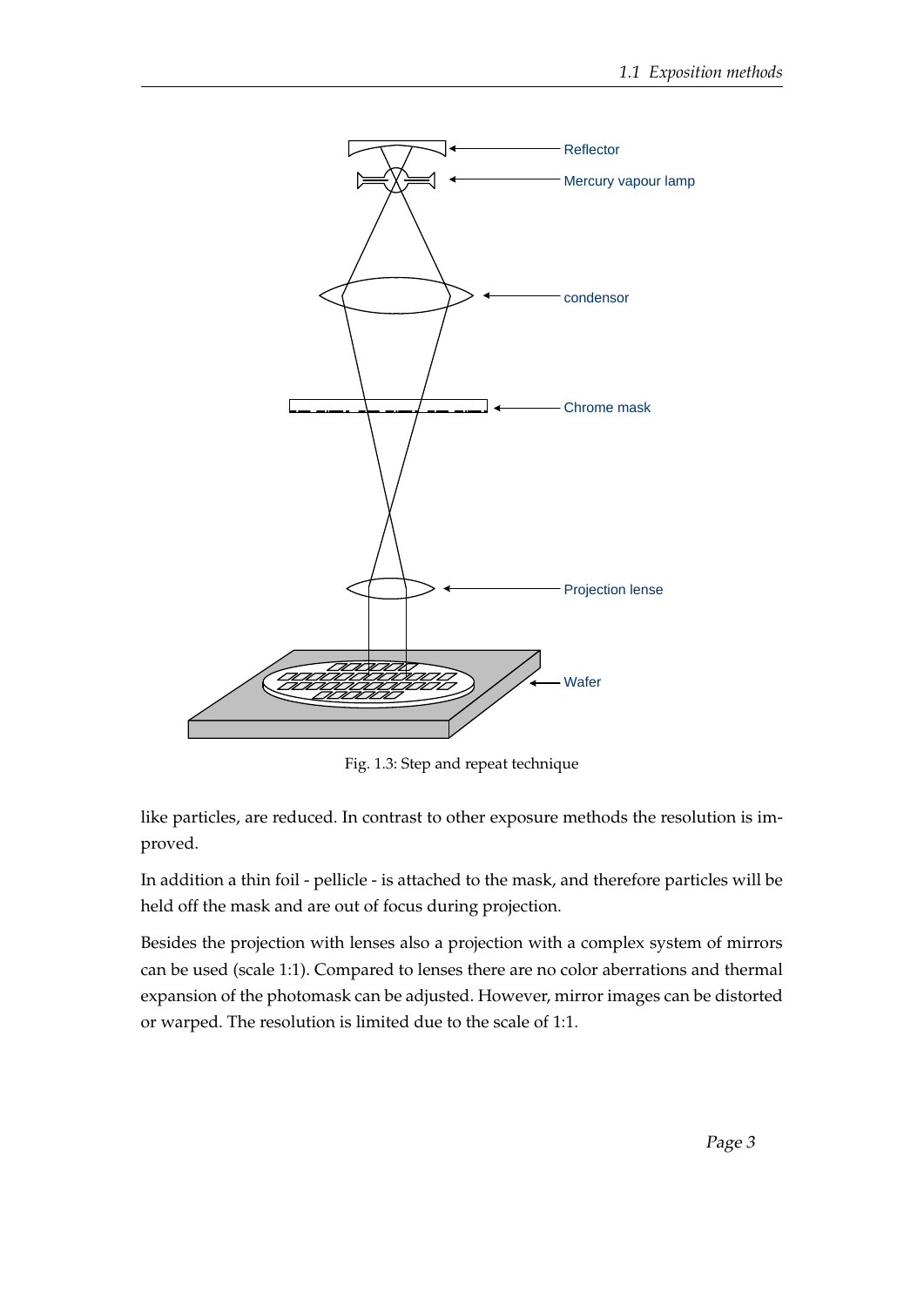Fig. 1.3: Step and repeat technique

like particles, are reduced. In contrast to other exposure methods the resolution is improved.

In addition a thin foil - pellicle - is attached to the mask, and therefore particles will be held off the mask and are out of focus during projection.

Besides the projection with lenses also a projection with a complex system of mirrors can be used (scale 1:1). Compared to lenses there are no color aberrations and thermal expansion of the photomask can be adjusted. However, mirror images can be distorted or warped. The resolution is limited due to the scale of 1:1.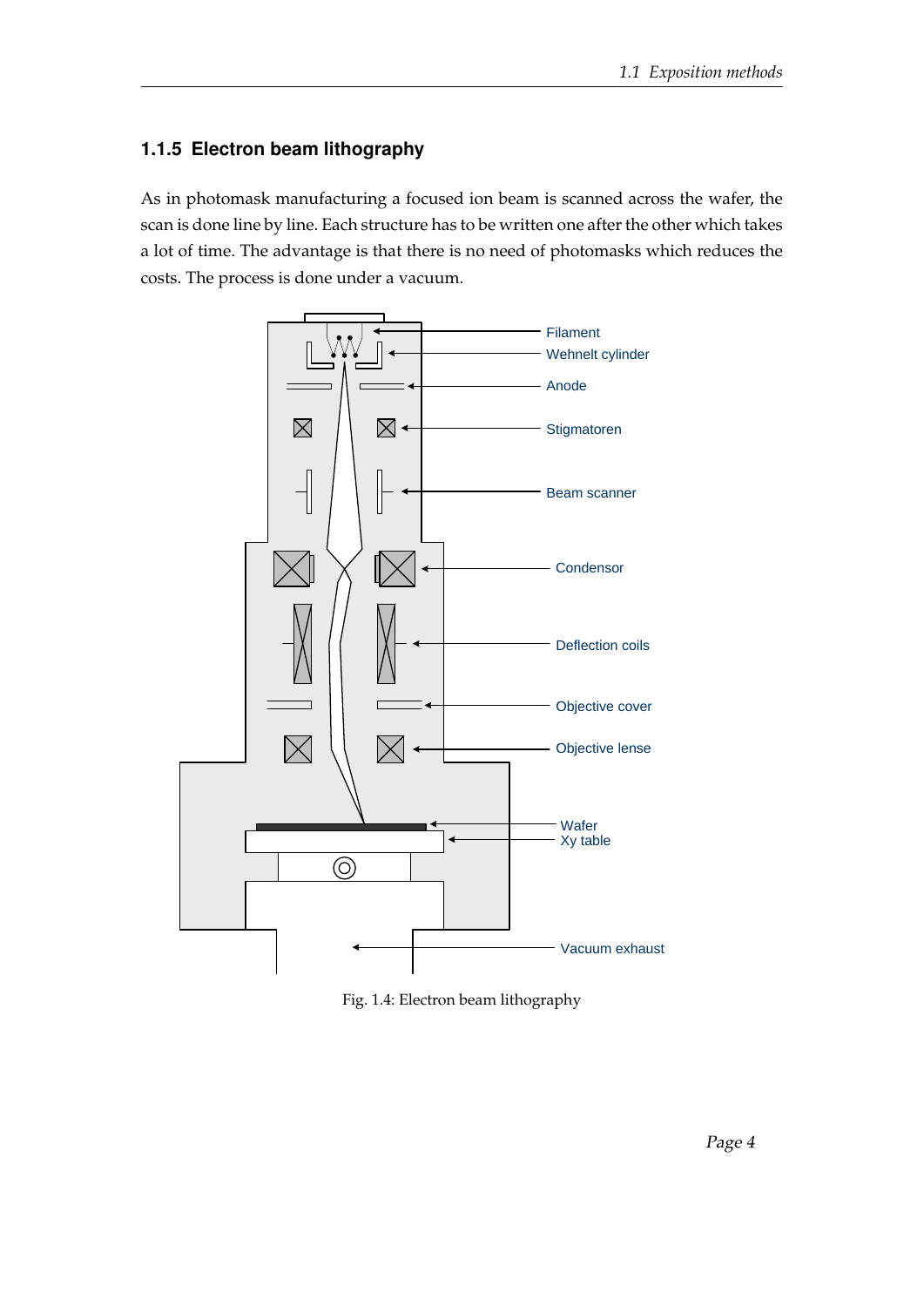### 1.1.5 Electron beam lithography

As in photomask manufacturing a focused ion beam is scanned across the wafer, the scan is done line by line. Each structure has to be written one after the other which takes a lot of time. The advantage is that there is no need of photomasks which reduces the costs. The process is done under a vacuum.

Fig. 1.4: Electron beam lithography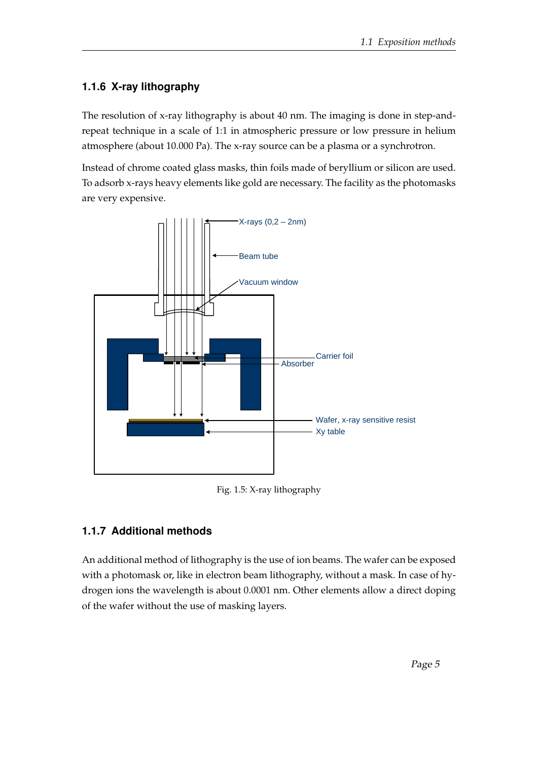### 1.1.6 X-ray lithography

The resolution of x-ray lithography is about 40 nm. The imaging is done in step-and-repeat technique in a scale of 1:1 in atmospheric pressure or low pressure in helium atmosphere (about 10.000 Pa). The x-ray source can be a plasma or a synchrotron.

Instead of chrome coated glass masks, thin foils made of beryllium or silicon are used. To adsorb x-rays heavy elements like gold are necessary. The facility as the photomasks are very expensive.

X-rays (0,2 – 2nm)
Beam tube
Vacuum window
Carrier foil
Absorber
Wafer, x-ray sensitive resist
Xy table

Fig. 1.5: X-ray lithography

### 1.1.7 Additional methods

An additional method of lithography is the use of ion beams. The wafer can be exposed with a photomask or, like in electron beam lithography, without a mask. In case of hydrogen ions the wavelength is about 0.0001 nm. Other elements allow a direct doping of the wafer without the use of masking layers.